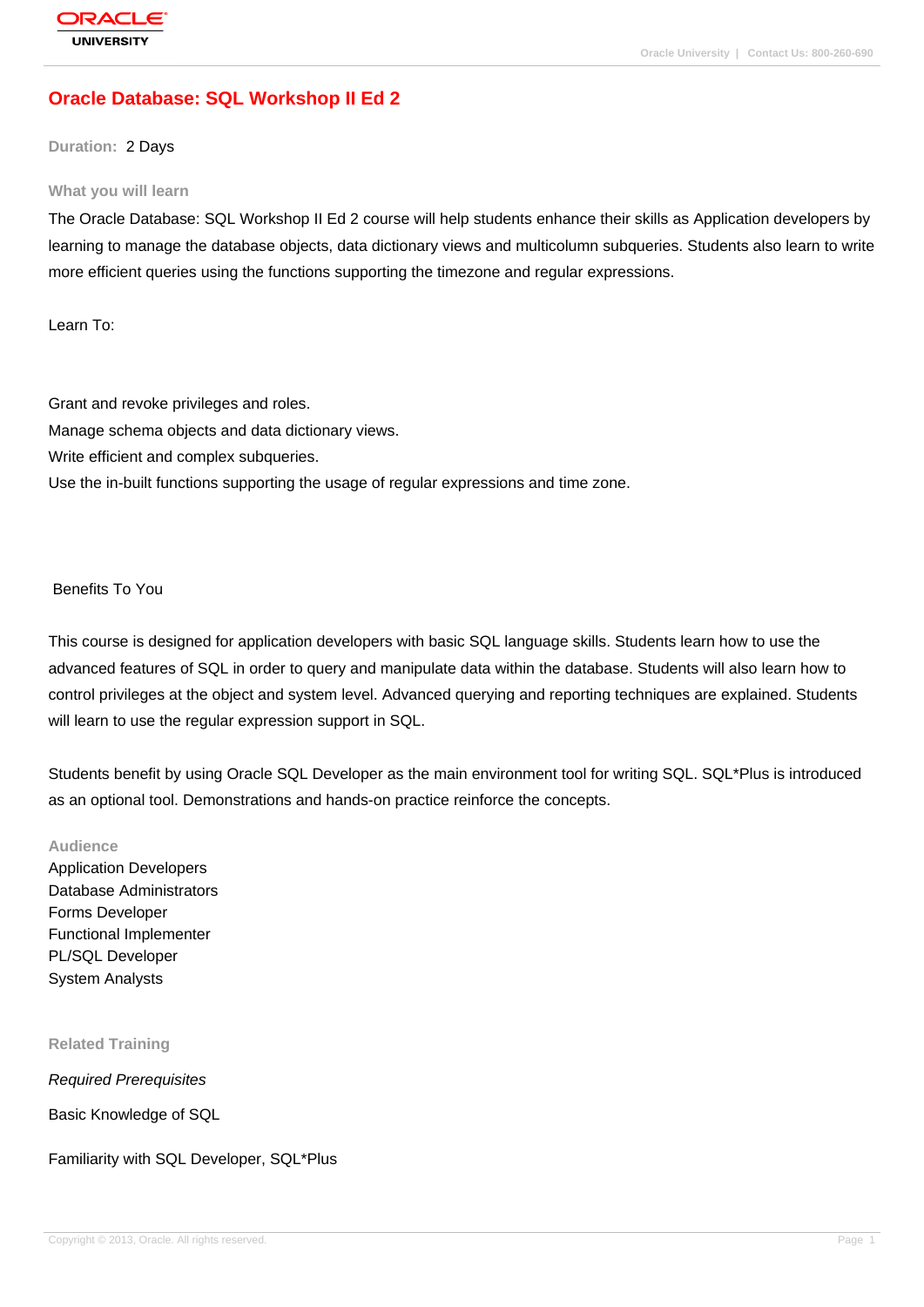# Oracle Database: SQL Workshop II Ed 2

**Duration:** 2 Days

## What you will learn

The Oracle Database: SQL Workshop II Ed 2 course will help students enhance their skills as Application developers by learning to manage the database objects, data dictionary views and multicolumn subqueries. Students also learn to write more efficient queries using the functions supporting the timezone and regular expressions.

Learn To:

Grant and revoke privileges and roles.
Manage schema objects and data dictionary views.
Write efficient and complex subqueries.
Use the in-built functions supporting the usage of regular expressions and time zone.

Benefits To You

This course is designed for application developers with basic SQL language skills. Students learn how to use the advanced features of SQL in order to query and manipulate data within the database. Students will also learn how to control privileges at the object and system level. Advanced querying and reporting techniques are explained. Students will learn to use the regular expression support in SQL.

Students benefit by using Oracle SQL Developer as the main environment tool for writing SQL. SQL*Plus is introduced as an optional tool. Demonstrations and hands-on practice reinforce the concepts.

## Audience

Application Developers
Database Administrators
Forms Developer
Functional Implementer
PL/SQL Developer
System Analysts

## Related Training

*Required Prerequisites*

Basic Knowledge of SQL

Familiarity with SQL Developer, SQL*Plus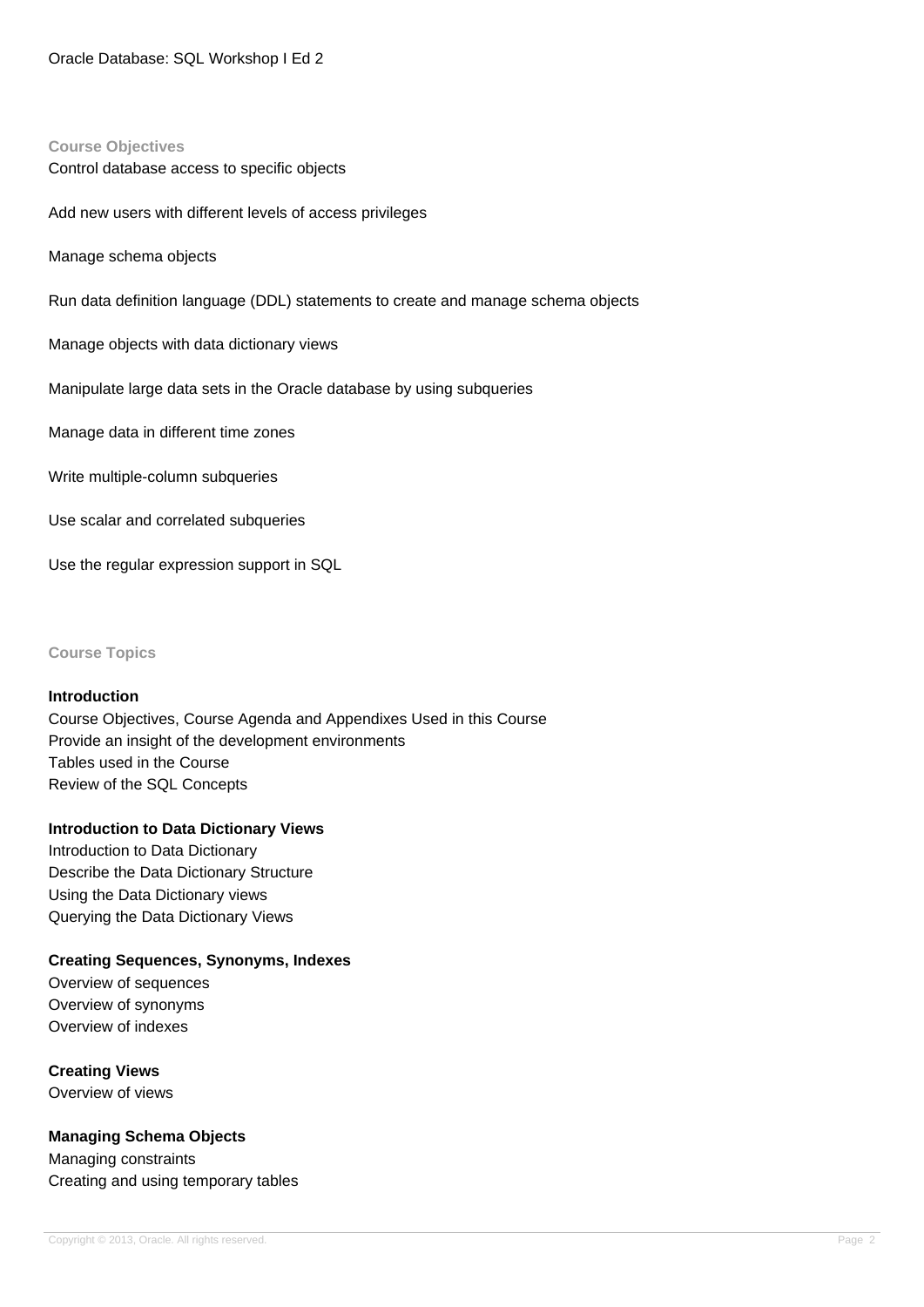### Course Objectives

Control database access to specific objects

Add new users with different levels of access privileges

Manage schema objects

Run data definition language (DDL) statements to create and manage schema objects

Manage objects with data dictionary views

Manipulate large data sets in the Oracle database by using subqueries

Manage data in different time zones

Write multiple-column subqueries

Use scalar and correlated subqueries

Use the regular expression support in SQL

### Course Topics

**Introduction**

Course Objectives, Course Agenda and Appendixes Used in this Course
Provide an insight of the development environments
Tables used in the Course
Review of the SQL Concepts

**Introduction to Data Dictionary Views**

Introduction to Data Dictionary
Describe the Data Dictionary Structure
Using the Data Dictionary views
Querying the Data Dictionary Views

**Creating Sequences, Synonyms, Indexes**

Overview of sequences
Overview of synonyms
Overview of indexes

**Creating Views**

Overview of views

**Managing Schema Objects**

Managing constraints
Creating and using temporary tables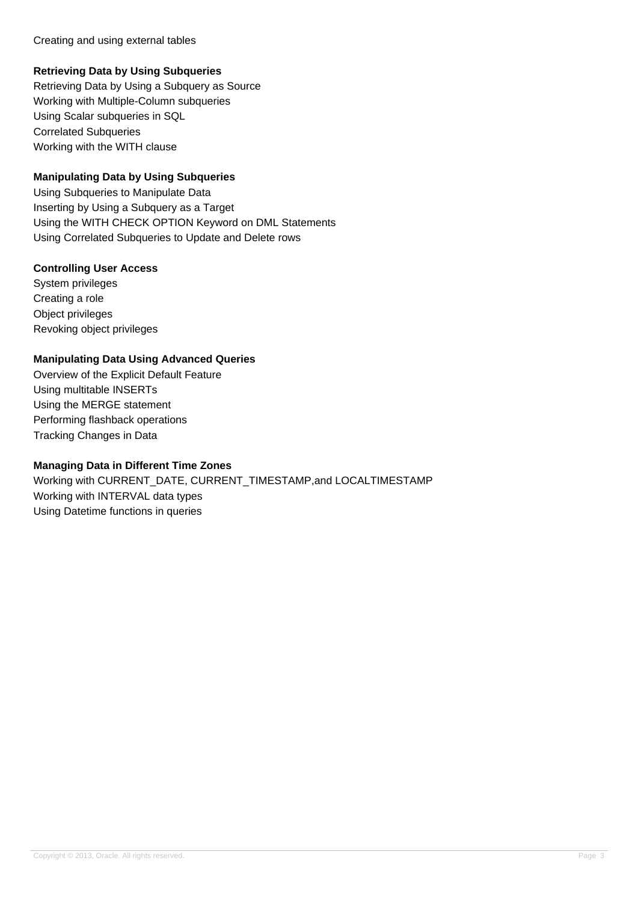Creating and using external tables

**Retrieving Data by Using Subqueries**

Retrieving Data by Using a Subquery as Source
Working with Multiple-Column subqueries
Using Scalar subqueries in SQL
Correlated Subqueries
Working with the WITH clause

**Manipulating Data by Using Subqueries**

Using Subqueries to Manipulate Data
Inserting by Using a Subquery as a Target
Using the WITH CHECK OPTION Keyword on DML Statements
Using Correlated Subqueries to Update and Delete rows

**Controlling User Access**

System privileges
Creating a role
Object privileges
Revoking object privileges

**Manipulating Data Using Advanced Queries**

Overview of the Explicit Default Feature
Using multitable INSERTs
Using the MERGE statement
Performing flashback operations
Tracking Changes in Data

**Managing Data in Different Time Zones**

Working with CURRENT_DATE, CURRENT_TIMESTAMP,and LOCALTIMESTAMP
Working with INTERVAL data types
Using Datetime functions in queries